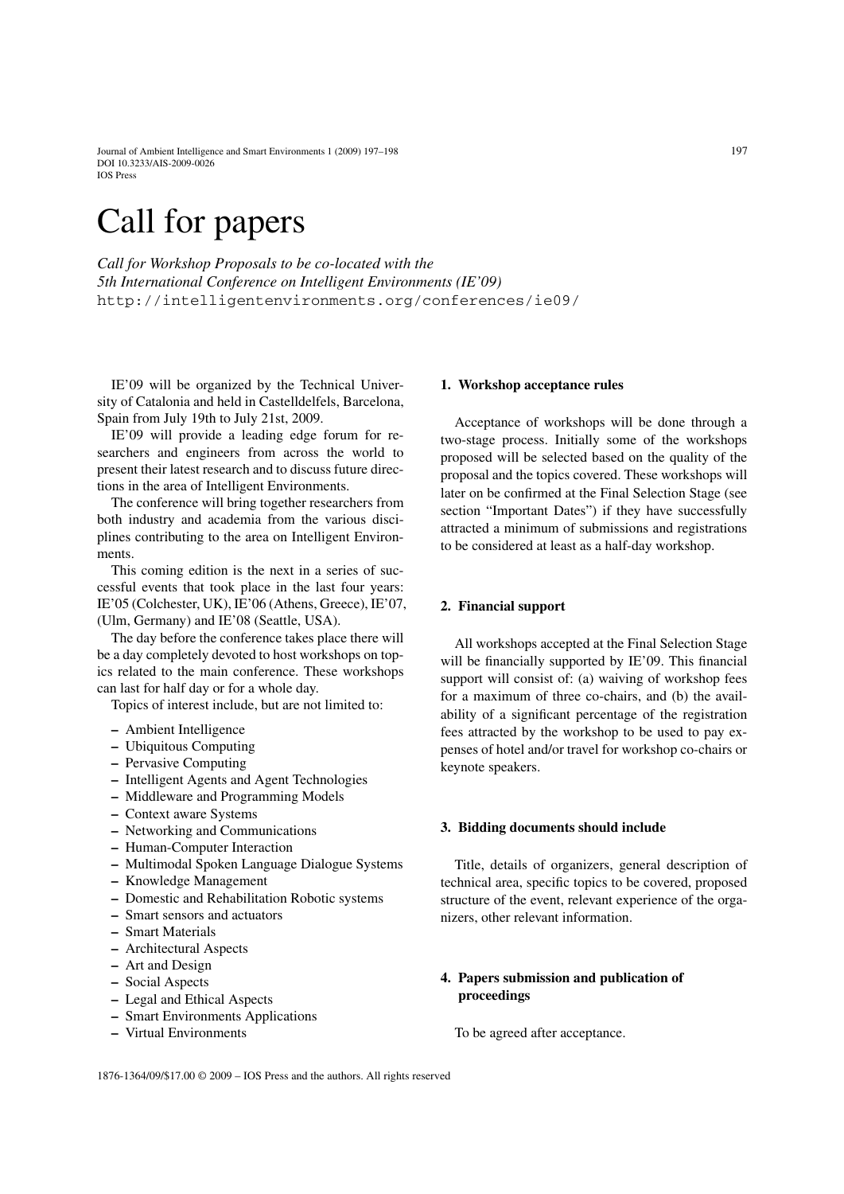# Call for papers

*Call for Workshop Proposals to be co-located with the 5th International Conference on Intelligent Environments (IE'09)*
http://intelligentenvironments.org/conferences/ie09/

IE'09 will be organized by the Technical University of Catalonia and held in Castelldelfels, Barcelona, Spain from July 19th to July 21st, 2009.

IE'09 will provide a leading edge forum for researchers and engineers from across the world to present their latest research and to discuss future directions in the area of Intelligent Environments.

The conference will bring together researchers from both industry and academia from the various disciplines contributing to the area on Intelligent Environments.

This coming edition is the next in a series of successful events that took place in the last four years: IE'05 (Colchester, UK), IE'06 (Athens, Greece), IE'07, (Ulm, Germany) and IE'08 (Seattle, USA).

The day before the conference takes place there will be a day completely devoted to host workshops on topics related to the main conference. These workshops can last for half day or for a whole day.

Topics of interest include, but are not limited to:

- Ambient Intelligence
- Ubiquitous Computing
- Pervasive Computing
- Intelligent Agents and Agent Technologies
- Middleware and Programming Models
- Context aware Systems
- Networking and Communications
- Human-Computer Interaction
- Multimodal Spoken Language Dialogue Systems
- Knowledge Management
- Domestic and Rehabilitation Robotic systems
- Smart sensors and actuators
- Smart Materials
- Architectural Aspects
- Art and Design
- Social Aspects
- Legal and Ethical Aspects
- Smart Environments Applications
- Virtual Environments

## 1. Workshop acceptance rules

Acceptance of workshops will be done through a two-stage process. Initially some of the workshops proposed will be selected based on the quality of the proposal and the topics covered. These workshops will later on be confirmed at the Final Selection Stage (see section "Important Dates") if they have successfully attracted a minimum of submissions and registrations to be considered at least as a half-day workshop.

## 2. Financial support

All workshops accepted at the Final Selection Stage will be financially supported by IE'09. This financial support will consist of: (a) waiving of workshop fees for a maximum of three co-chairs, and (b) the availability of a significant percentage of the registration fees attracted by the workshop to be used to pay expenses of hotel and/or travel for workshop co-chairs or keynote speakers.

## 3. Bidding documents should include

Title, details of organizers, general description of technical area, specific topics to be covered, proposed structure of the event, relevant experience of the organizers, other relevant information.

## 4. Papers submission and publication of proceedings

To be agreed after acceptance.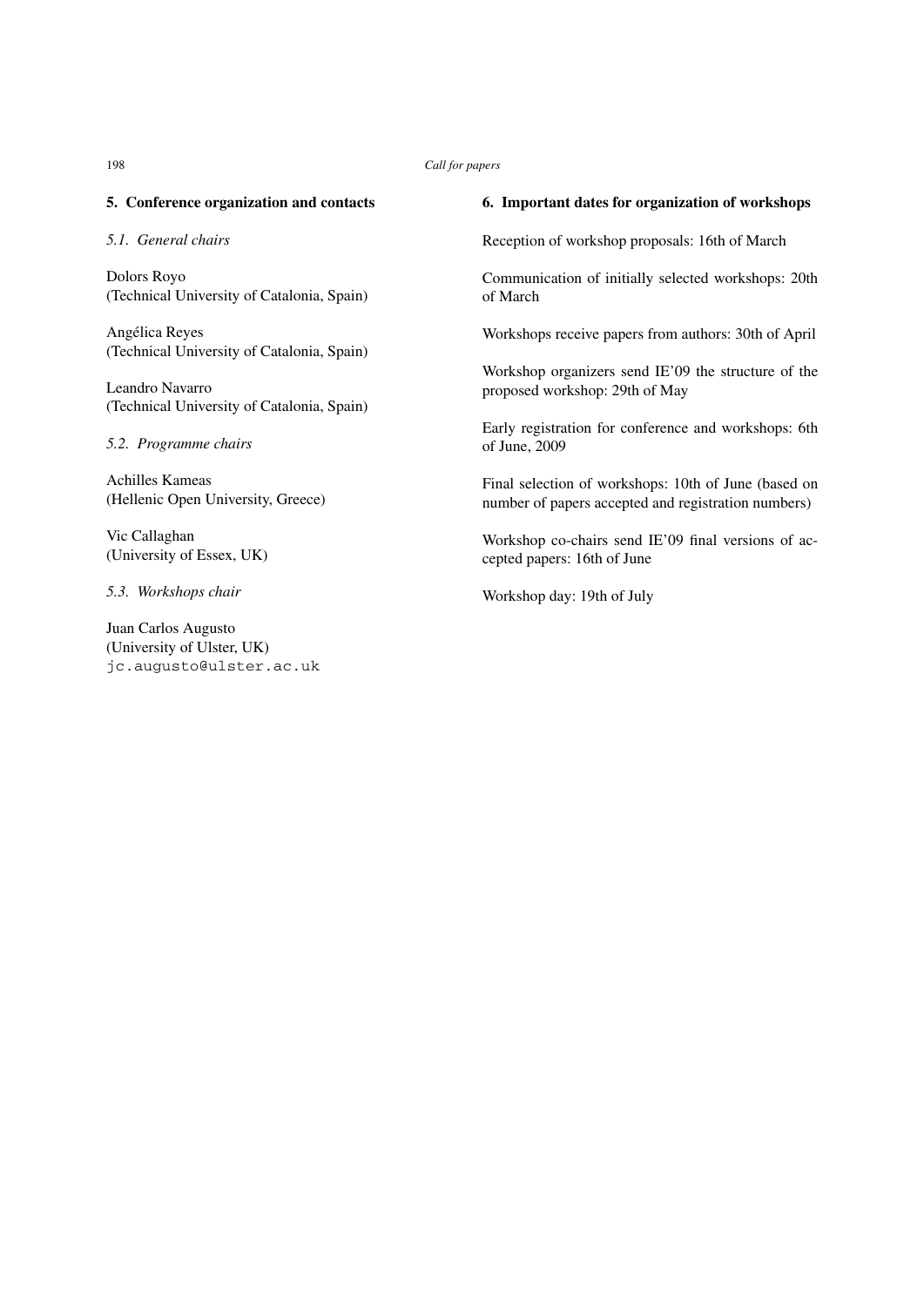## 5. Conference organization and contacts

### *5.1. General chairs*

Dolors Royo
(Technical University of Catalonia, Spain)

Angélica Reyes
(Technical University of Catalonia, Spain)

Leandro Navarro
(Technical University of Catalonia, Spain)

### *5.2. Programme chairs*

Achilles Kameas
(Hellenic Open University, Greece)

Vic Callaghan
(University of Essex, UK)

### *5.3. Workshops chair*

Juan Carlos Augusto
(University of Ulster, UK)
jc.augusto@ulster.ac.uk

## 6. Important dates for organization of workshops

Reception of workshop proposals: 16th of March

Communication of initially selected workshops: 20th of March

Workshops receive papers from authors: 30th of April

Workshop organizers send IE'09 the structure of the proposed workshop: 29th of May

Early registration for conference and workshops: 6th of June, 2009

Final selection of workshops: 10th of June (based on number of papers accepted and registration numbers)

Workshop co-chairs send IE'09 final versions of accepted papers: 16th of June

Workshop day: 19th of July